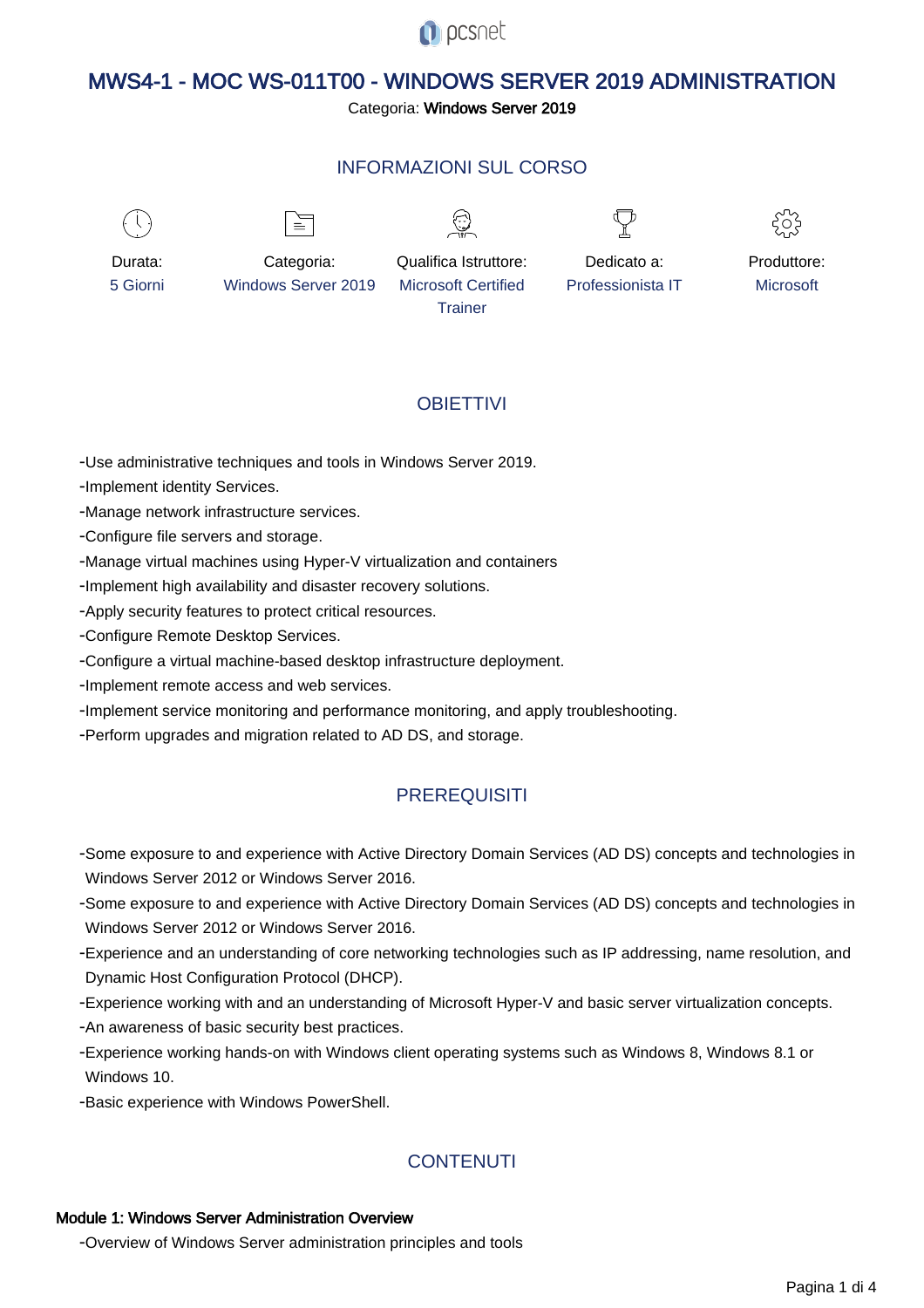# MWS4-1 - MOC WS-011T00 - WINDOWS SERVER 2019 ADMINISTRATION

Categoria: **Windows Server 2019**

## INFORMAZIONI SUL CORSO

| Durata: | Categoria: | Qualifica Istruttore: | Dedicato a: | Produttore: |
|---|---|---|---|---|
| 5 Giorni | Windows Server 2019 | Microsoft Certified Trainer | Professionista IT | Microsoft |

## OBIETTIVI

- Use administrative techniques and tools in Windows Server 2019.
- Implement identity Services.
- Manage network infrastructure services.
- Configure file servers and storage.
- Manage virtual machines using Hyper-V virtualization and containers
- Implement high availability and disaster recovery solutions.
- Apply security features to protect critical resources.
- Configure Remote Desktop Services.
- Configure a virtual machine-based desktop infrastructure deployment.
- Implement remote access and web services.
- Implement service monitoring and performance monitoring, and apply troubleshooting.
- Perform upgrades and migration related to AD DS, and storage.

## PREREQUISITI

- Some exposure to and experience with Active Directory Domain Services (AD DS) concepts and technologies in Windows Server 2012 or Windows Server 2016.
- Some exposure to and experience with Active Directory Domain Services (AD DS) concepts and technologies in Windows Server 2012 or Windows Server 2016.
- Experience and an understanding of core networking technologies such as IP addressing, name resolution, and Dynamic Host Configuration Protocol (DHCP).
- Experience working with and an understanding of Microsoft Hyper-V and basic server virtualization concepts.
- An awareness of basic security best practices.
- Experience working hands-on with Windows client operating systems such as Windows 8, Windows 8.1 or Windows 10.
- Basic experience with Windows PowerShell.

## CONTENUTI

### Module 1: Windows Server Administration Overview

- Overview of Windows Server administration principles and tools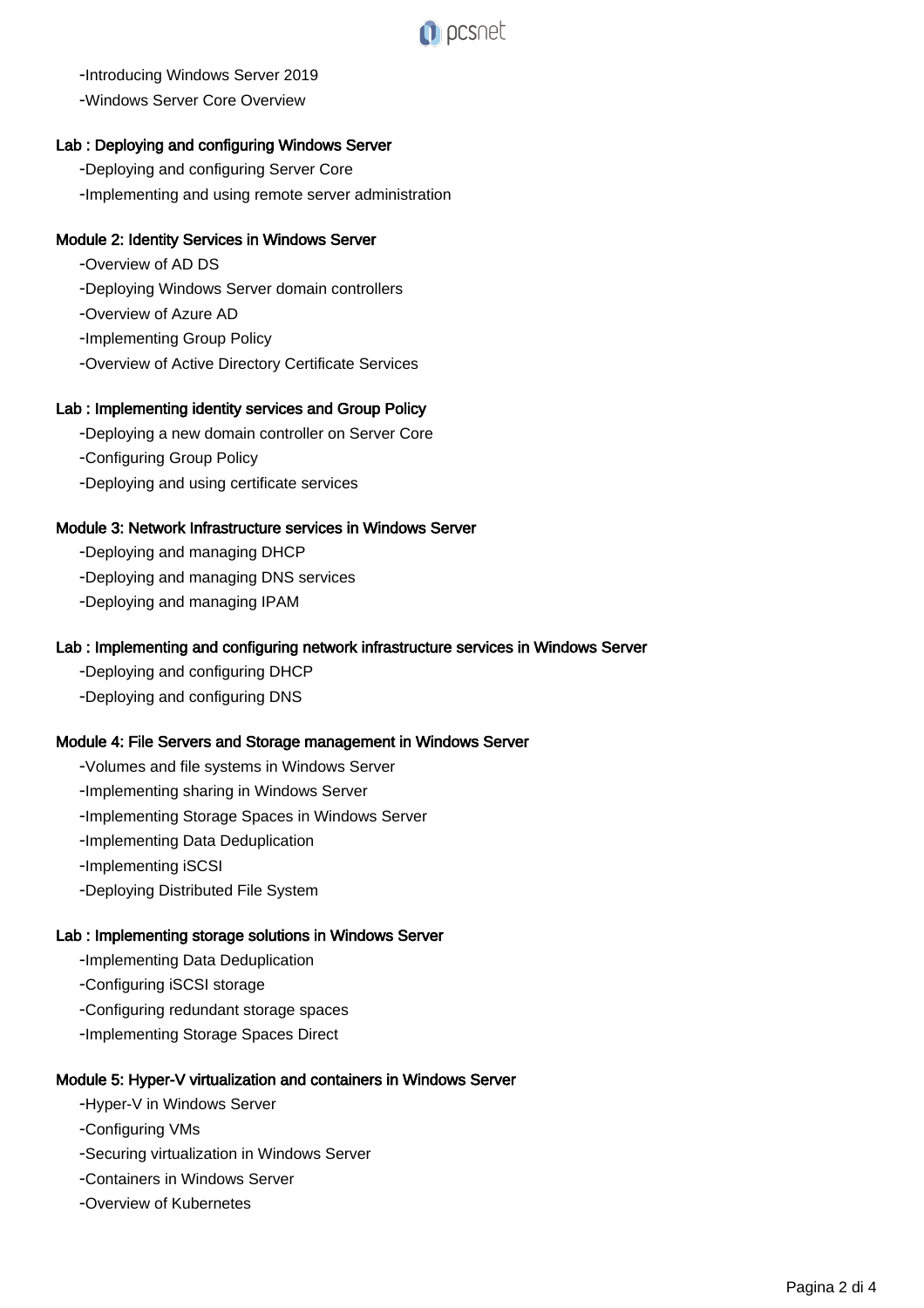- Introducing Windows Server 2019
- Windows Server Core Overview

### Lab : Deploying and configuring Windows Server

- Deploying and configuring Server Core
- Implementing and using remote server administration

### Module 2: Identity Services in Windows Server

- Overview of AD DS
- Deploying Windows Server domain controllers
- Overview of Azure AD
- Implementing Group Policy
- Overview of Active Directory Certificate Services

### Lab : Implementing identity services and Group Policy

- Deploying a new domain controller on Server Core
- Configuring Group Policy
- Deploying and using certificate services

### Module 3: Network Infrastructure services in Windows Server

- Deploying and managing DHCP
- Deploying and managing DNS services
- Deploying and managing IPAM

### Lab : Implementing and configuring network infrastructure services in Windows Server

- Deploying and configuring DHCP
- Deploying and configuring DNS

### Module 4: File Servers and Storage management in Windows Server

- Volumes and file systems in Windows Server
- Implementing sharing in Windows Server
- Implementing Storage Spaces in Windows Server
- Implementing Data Deduplication
- Implementing iSCSI
- Deploying Distributed File System

### Lab : Implementing storage solutions in Windows Server

- Implementing Data Deduplication
- Configuring iSCSI storage
- Configuring redundant storage spaces
- Implementing Storage Spaces Direct

### Module 5: Hyper-V virtualization and containers in Windows Server

- Hyper-V in Windows Server
- Configuring VMs
- Securing virtualization in Windows Server
- Containers in Windows Server
- Overview of Kubernetes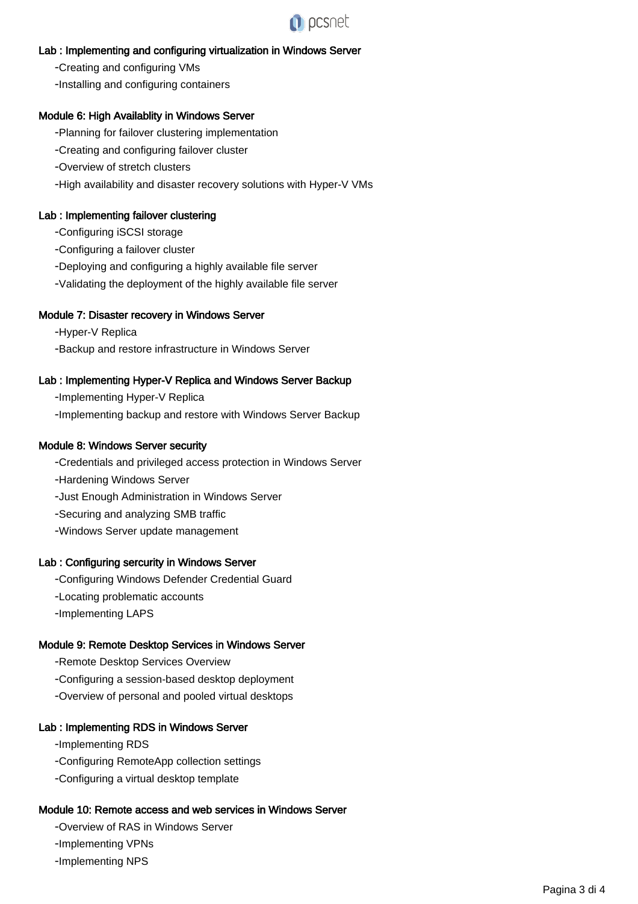**Lab : Implementing and configuring virtualization in Windows Server**

- Creating and configuring VMs
- Installing and configuring containers

**Module 6: High Availablity in Windows Server**

- Planning for failover clustering implementation
- Creating and configuring failover cluster
- Overview of stretch clusters
- High availability and disaster recovery solutions with Hyper-V VMs

**Lab : Implementing failover clustering**

- Configuring iSCSI storage
- Configuring a failover cluster
- Deploying and configuring a highly available file server
- Validating the deployment of the highly available file server

**Module 7: Disaster recovery in Windows Server**

- Hyper-V Replica
- Backup and restore infrastructure in Windows Server

**Lab : Implementing Hyper-V Replica and Windows Server Backup**

- Implementing Hyper-V Replica
- Implementing backup and restore with Windows Server Backup

**Module 8: Windows Server security**

- Credentials and privileged access protection in Windows Server
- Hardening Windows Server
- Just Enough Administration in Windows Server
- Securing and analyzing SMB traffic
- Windows Server update management

**Lab : Configuring sercurity in Windows Server**

- Configuring Windows Defender Credential Guard
- Locating problematic accounts
- Implementing LAPS

**Module 9: Remote Desktop Services in Windows Server**

- Remote Desktop Services Overview
- Configuring a session-based desktop deployment
- Overview of personal and pooled virtual desktops

**Lab : Implementing RDS in Windows Server**

- Implementing RDS
- Configuring RemoteApp collection settings
- Configuring a virtual desktop template

**Module 10: Remote access and web services in Windows Server**

- Overview of RAS in Windows Server
- Implementing VPNs
- Implementing NPS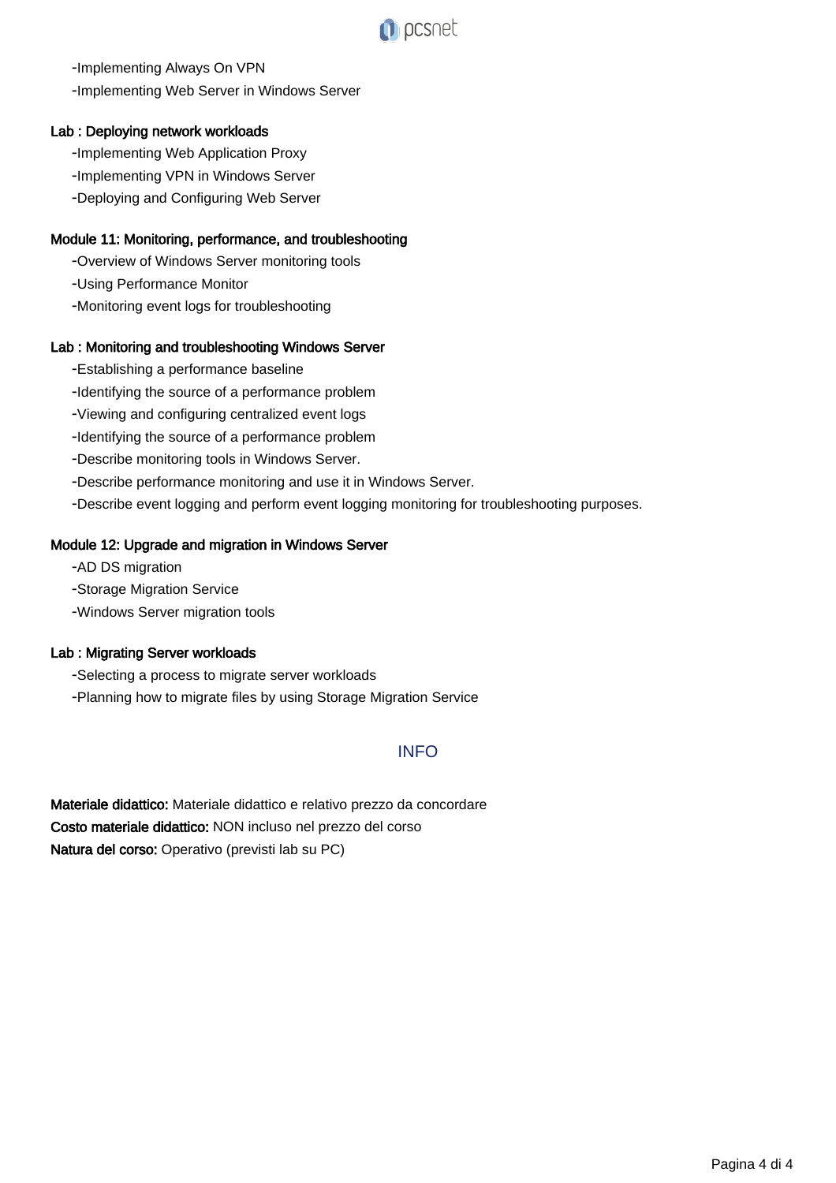- Implementing Always On VPN
- Implementing Web Server in Windows Server

**Lab : Deploying network workloads**

- Implementing Web Application Proxy
- Implementing VPN in Windows Server
- Deploying and Configuring Web Server

**Module 11: Monitoring, performance, and troubleshooting**

- Overview of Windows Server monitoring tools
- Using Performance Monitor
- Monitoring event logs for troubleshooting

**Lab : Monitoring and troubleshooting Windows Server**

- Establishing a performance baseline
- Identifying the source of a performance problem
- Viewing and configuring centralized event logs
- Identifying the source of a performance problem
- Describe monitoring tools in Windows Server.
- Describe performance monitoring and use it in Windows Server.
- Describe event logging and perform event logging monitoring for troubleshooting purposes.

**Module 12: Upgrade and migration in Windows Server**

- AD DS migration
- Storage Migration Service
- Windows Server migration tools

**Lab : Migrating Server workloads**

- Selecting a process to migrate server workloads
- Planning how to migrate files by using Storage Migration Service

## INFO

**Materiale didattico:** Materiale didattico e relativo prezzo da concordare
**Costo materiale didattico:** NON incluso nel prezzo del corso
**Natura del corso:** Operativo (previsti lab su PC)